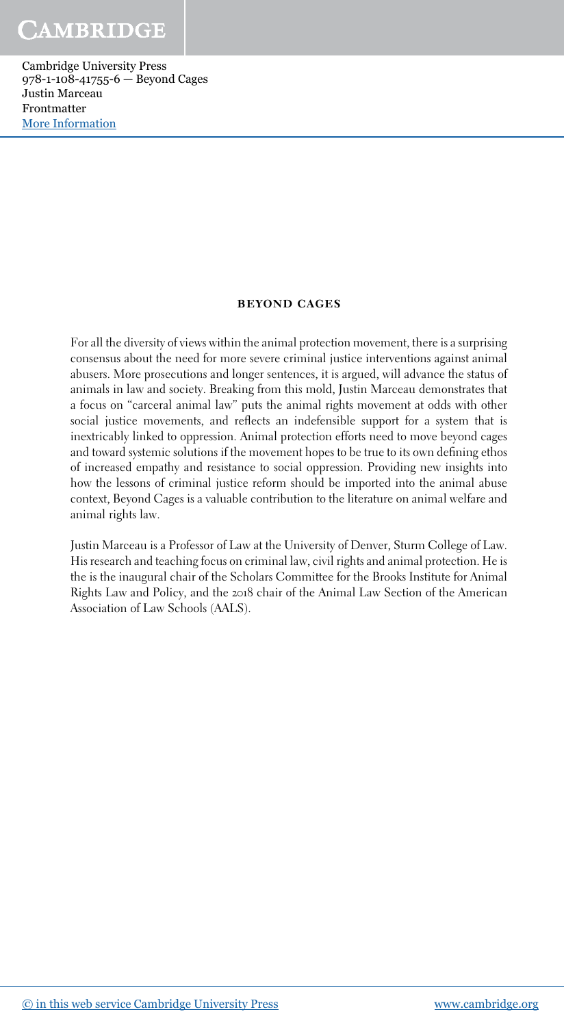## BEYOND CAGES

For all the diversity of views within the animal protection movement, there is a surprising consensus about the need for more severe criminal justice interventions against animal abusers. More prosecutions and longer sentences, it is argued, will advance the status of animals in law and society. Breaking from this mold, Justin Marceau demonstrates that a focus on "carceral animal law" puts the animal rights movement at odds with other social justice movements, and reflects an indefensible support for a system that is inextricably linked to oppression. Animal protection efforts need to move beyond cages and toward systemic solutions if the movement hopes to be true to its own defining ethos of increased empathy and resistance to social oppression. Providing new insights into how the lessons of criminal justice reform should be imported into the animal abuse context, Beyond Cages is a valuable contribution to the literature on animal welfare and animal rights law.

Justin Marceau is a Professor of Law at the University of Denver, Sturm College of Law. His research and teaching focus on criminal law, civil rights and animal protection. He is the is the inaugural chair of the Scholars Committee for the Brooks Institute for Animal Rights Law and Policy, and the 2018 chair of the Animal Law Section of the American Association of Law Schools (AALS).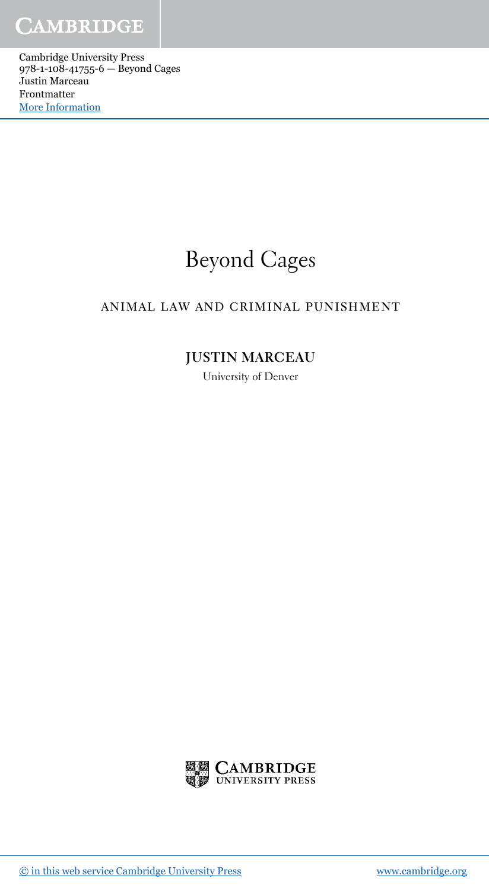# Beyond Cages

## ANIMAL LAW AND CRIMINAL PUNISHMENT

**JUSTIN MARCEAU**

University of Denver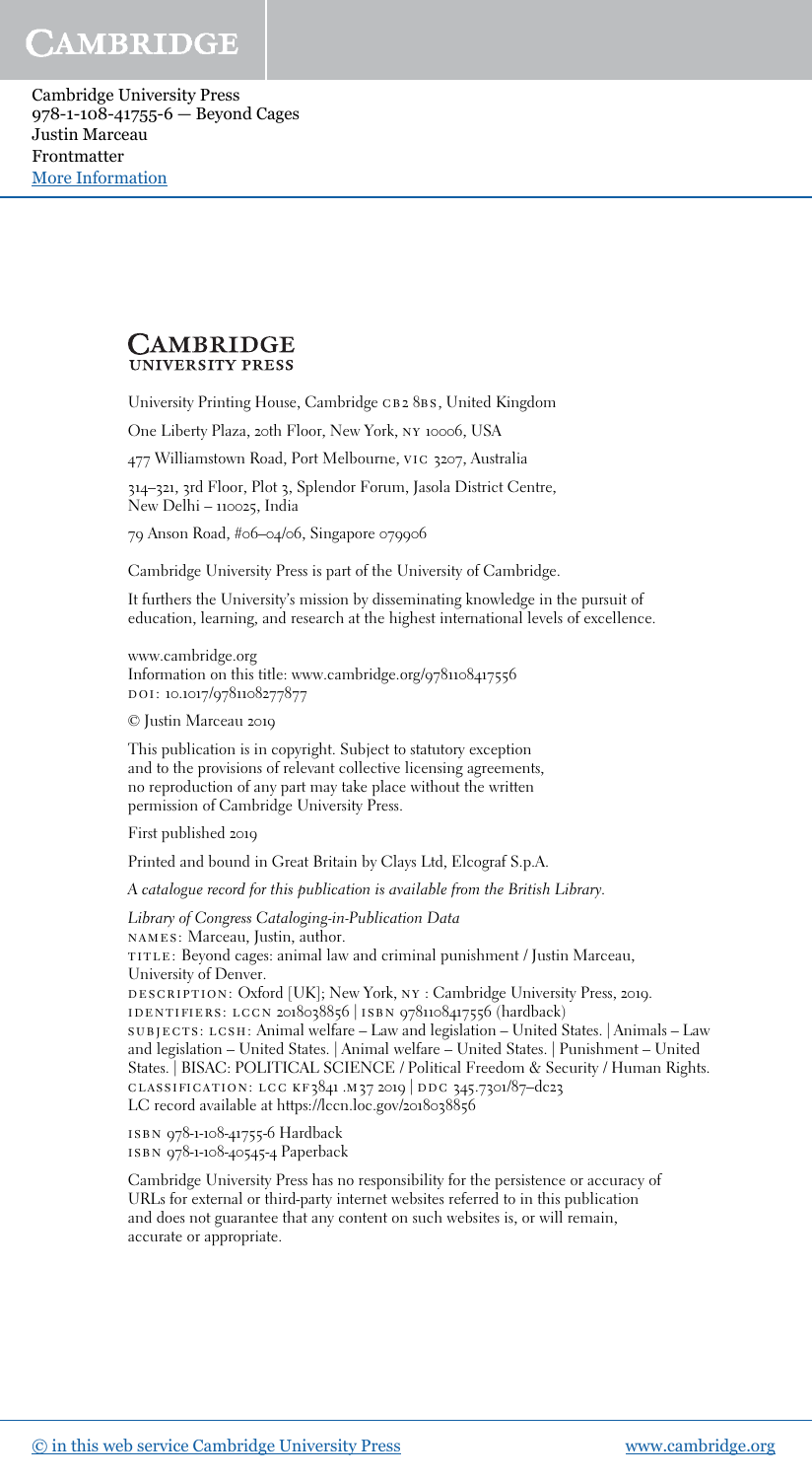**CAMBRIDGE**
UNIVERSITY PRESS

University Printing House, Cambridge CB2 8BS, United Kingdom

One Liberty Plaza, 20th Floor, New York, NY 10006, USA

477 Williamstown Road, Port Melbourne, VIC 3207, Australia

314–321, 3rd Floor, Plot 3, Splendor Forum, Jasola District Centre, New Delhi – 110025, India

79 Anson Road, #06–04/06, Singapore 079906

Cambridge University Press is part of the University of Cambridge.

It furthers the University's mission by disseminating knowledge in the pursuit of education, learning, and research at the highest international levels of excellence.

www.cambridge.org
Information on this title: www.cambridge.org/9781108417556
DOI: 10.1017/9781108277877

© Justin Marceau 2019

This publication is in copyright. Subject to statutory exception and to the provisions of relevant collective licensing agreements, no reproduction of any part may take place without the written permission of Cambridge University Press.

First published 2019

Printed and bound in Great Britain by Clays Ltd, Elcograf S.p.A.

*A catalogue record for this publication is available from the British Library.*

*Library of Congress Cataloging-in-Publication Data*
NAMES: Marceau, Justin, author.
TITLE: Beyond cages: animal law and criminal punishment / Justin Marceau, University of Denver.
DESCRIPTION: Oxford [UK]; New York, NY : Cambridge University Press, 2019.
IDENTIFIERS: LCCN 2018038856 | ISBN 9781108417556 (hardback)
SUBJECTS: LCSH: Animal welfare – Law and legislation – United States. | Animals – Law and legislation – United States. | Animal welfare – United States. | Punishment – United States. | BISAC: POLITICAL SCIENCE / Political Freedom & Security / Human Rights.
CLASSIFICATION: LCC KF3841 .M37 2019 | DDC 345.7301/87–dc23
LC record available at https://lccn.loc.gov/2018038856

ISBN 978-1-108-41755-6 Hardback
ISBN 978-1-108-40545-4 Paperback

Cambridge University Press has no responsibility for the persistence or accuracy of URLs for external or third-party internet websites referred to in this publication and does not guarantee that any content on such websites is, or will remain, accurate or appropriate.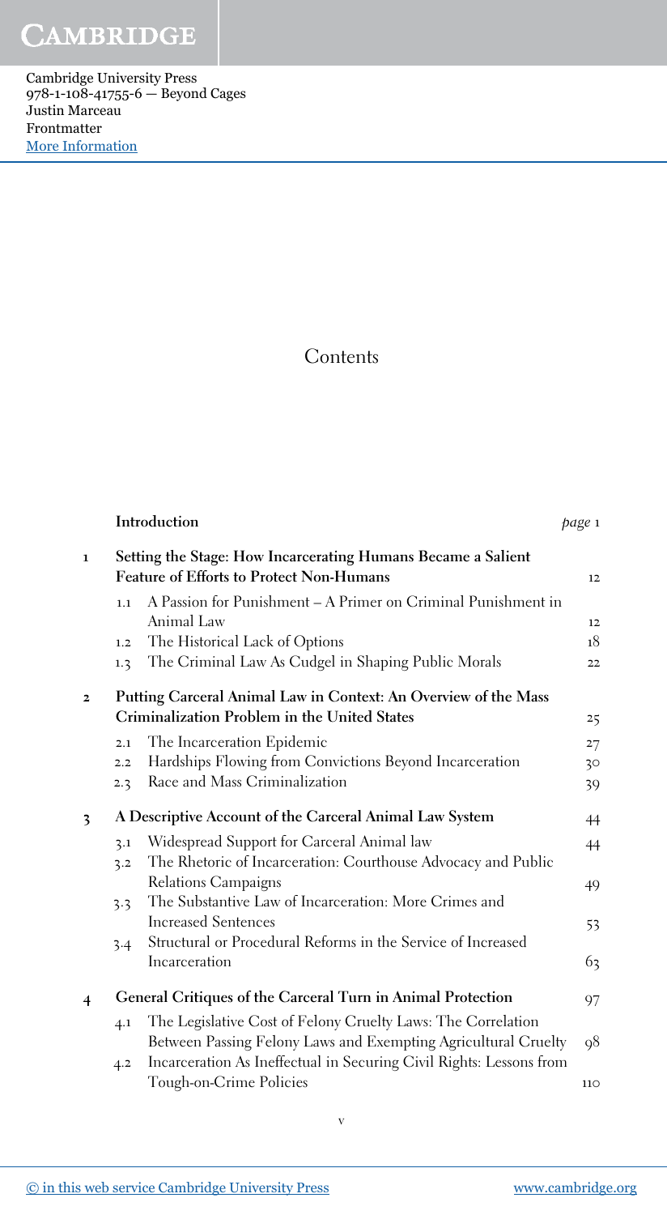# Contents

| | | | |
|---|---|---|---|
| | **Introduction** | | *page* 1 |
| 1 | **Setting the Stage: How Incarcerating Humans Became a Salient Feature of Efforts to Protect Non-Humans** | | 12 |
| | 1.1 | A Passion for Punishment – A Primer on Criminal Punishment in Animal Law | 12 |
| | 1.2 | The Historical Lack of Options | 18 |
| | 1.3 | The Criminal Law As Cudgel in Shaping Public Morals | 22 |
| 2 | **Putting Carceral Animal Law in Context: An Overview of the Mass Criminalization Problem in the United States** | | 25 |
| | 2.1 | The Incarceration Epidemic | 27 |
| | 2.2 | Hardships Flowing from Convictions Beyond Incarceration | 30 |
| | 2.3 | Race and Mass Criminalization | 39 |
| 3 | **A Descriptive Account of the Carceral Animal Law System** | | 44 |
| | 3.1 | Widespread Support for Carceral Animal law | 44 |
| | 3.2 | The Rhetoric of Incarceration: Courthouse Advocacy and Public Relations Campaigns | 49 |
| | 3.3 | The Substantive Law of Incarceration: More Crimes and Increased Sentences | 53 |
| | 3.4 | Structural or Procedural Reforms in the Service of Increased Incarceration | 63 |
| 4 | **General Critiques of the Carceral Turn in Animal Protection** | | 97 |
| | 4.1 | The Legislative Cost of Felony Cruelty Laws: The Correlation Between Passing Felony Laws and Exempting Agricultural Cruelty | 98 |
| | 4.2 | Incarceration As Ineffectual in Securing Civil Rights: Lessons from Tough-on-Crime Policies | 110 |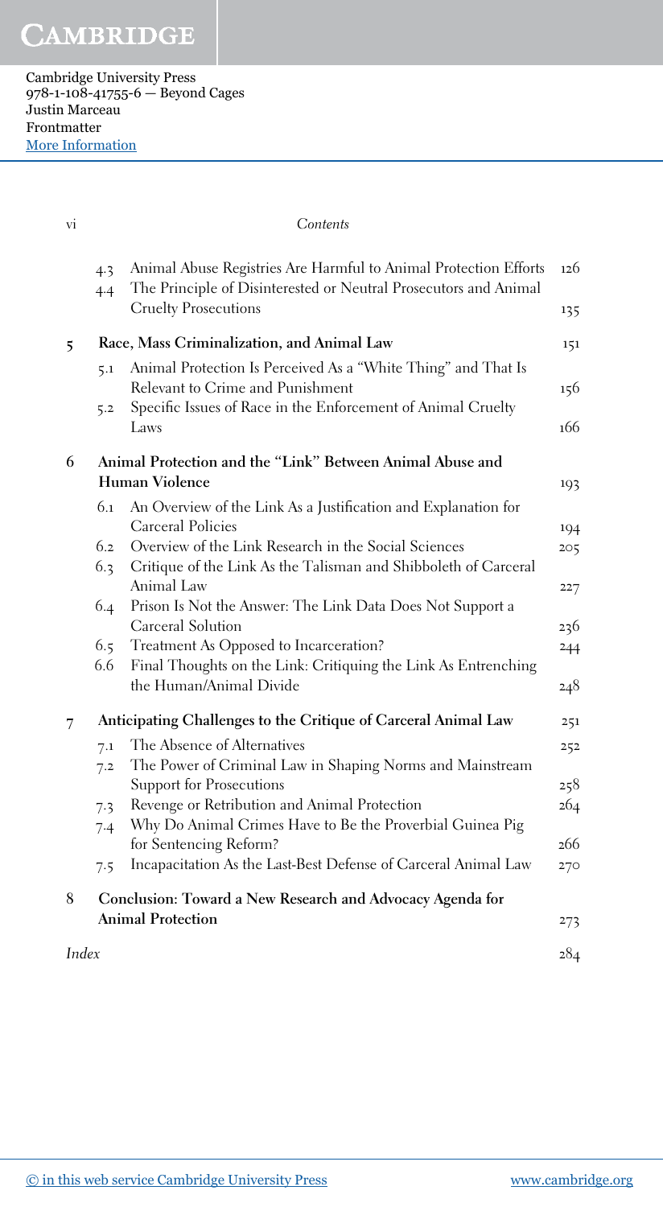| | | |
|---|---|---|
| 4.3 | Animal Abuse Registries Are Harmful to Animal Protection Efforts | 126 |
| 4.4 | The Principle of Disinterested or Neutral Prosecutors and Animal Cruelty Prosecutions | 135 |
| **5** | **Race, Mass Criminalization, and Animal Law** | **151** |
| 5.1 | Animal Protection Is Perceived As a "White Thing" and That Is Relevant to Crime and Punishment | 156 |
| 5.2 | Specific Issues of Race in the Enforcement of Animal Cruelty Laws | 166 |
| **6** | **Animal Protection and the "Link" Between Animal Abuse and Human Violence** | **193** |
| 6.1 | An Overview of the Link As a Justification and Explanation for Carceral Policies | 194 |
| 6.2 | Overview of the Link Research in the Social Sciences | 205 |
| 6.3 | Critique of the Link As the Talisman and Shibboleth of Carceral Animal Law | 227 |
| 6.4 | Prison Is Not the Answer: The Link Data Does Not Support a Carceral Solution | 236 |
| 6.5 | Treatment As Opposed to Incarceration? | 244 |
| 6.6 | Final Thoughts on the Link: Critiquing the Link As Entrenching the Human/Animal Divide | 248 |
| **7** | **Anticipating Challenges to the Critique of Carceral Animal Law** | **251** |
| 7.1 | The Absence of Alternatives | 252 |
| 7.2 | The Power of Criminal Law in Shaping Norms and Mainstream Support for Prosecutions | 258 |
| 7.3 | Revenge or Retribution and Animal Protection | 264 |
| 7.4 | Why Do Animal Crimes Have to Be the Proverbial Guinea Pig for Sentencing Reform? | 266 |
| 7.5 | Incapacitation As the Last-Best Defense of Carceral Animal Law | 270 |
| **8** | **Conclusion: Toward a New Research and Advocacy Agenda for Animal Protection** | **273** |
| *Index* | | 284 |